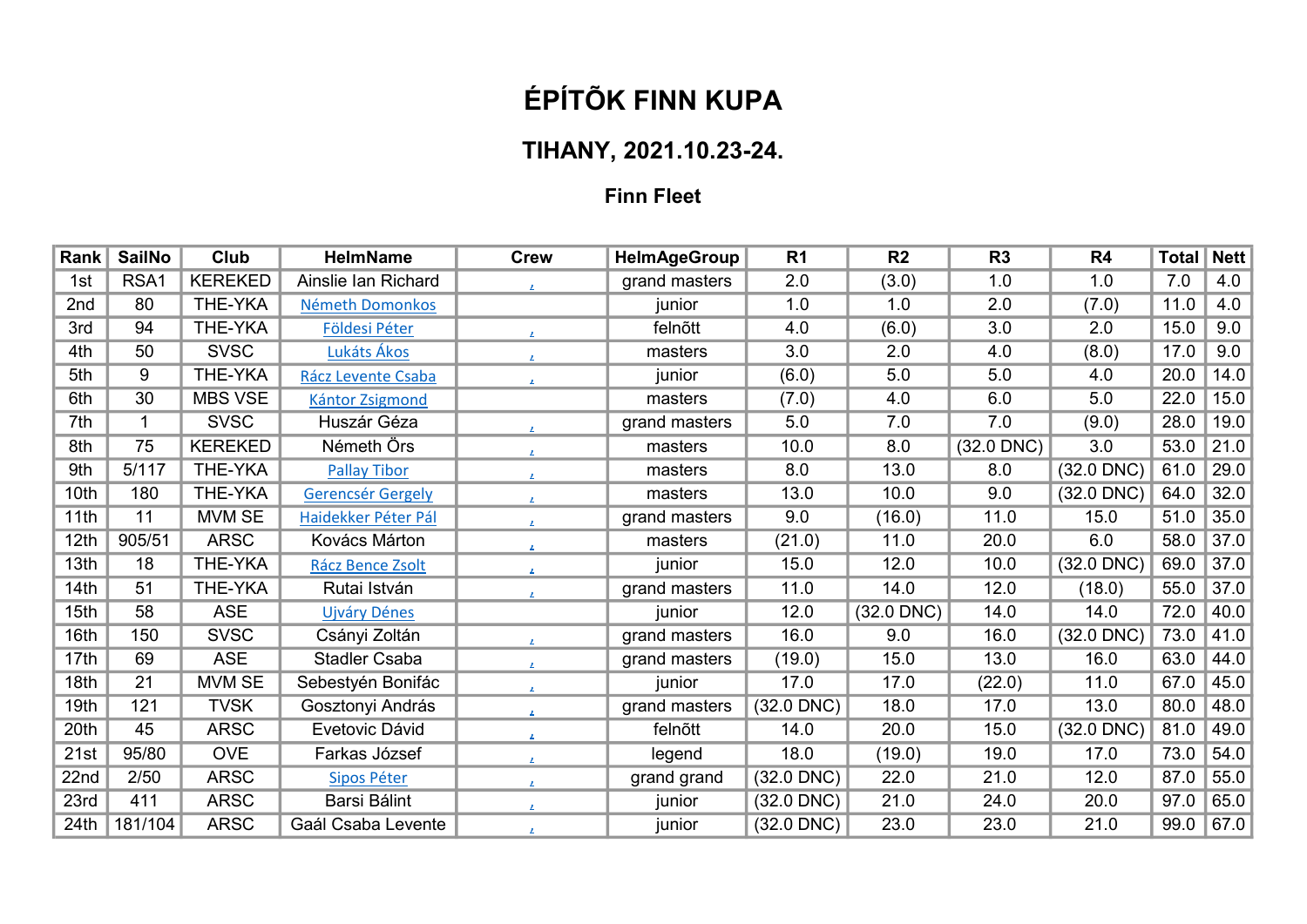# ÉPÍTÕK FINN KUPA

## TIHANY, 2021.10.23-24.

### Finn Fleet

| Rank | SailNo | Club | HelmName | Crew | HelmAgeGroup | R1 | R2 | R3 | R4 | Total | Nett |
|---|---|---|---|---|---|---|---|---|---|---|---|
| 1st | RSA1 | KEREKED | Ainslie Ian Richard | , | grand masters | 2.0 | (3.0) | 1.0 | 1.0 | 7.0 | 4.0 |
| 2nd | 80 | THE-YKA | Németh Domonkos | | junior | 1.0 | 1.0 | 2.0 | (7.0) | 11.0 | 4.0 |
| 3rd | 94 | THE-YKA | Földesi Péter | , | felnõtt | 4.0 | (6.0) | 3.0 | 2.0 | 15.0 | 9.0 |
| 4th | 50 | SVSC | Lukáts Ákos | , | masters | 3.0 | 2.0 | 4.0 | (8.0) | 17.0 | 9.0 |
| 5th | 9 | THE-YKA | Rácz Levente Csaba | , | junior | (6.0) | 5.0 | 5.0 | 4.0 | 20.0 | 14.0 |
| 6th | 30 | MBS VSE | Kántor Zsigmond | | masters | (7.0) | 4.0 | 6.0 | 5.0 | 22.0 | 15.0 |
| 7th | 1 | SVSC | Huszár Géza | , | grand masters | 5.0 | 7.0 | 7.0 | (9.0) | 28.0 | 19.0 |
| 8th | 75 | KEREKED | Németh Örs | , | masters | 10.0 | 8.0 | (32.0 DNC) | 3.0 | 53.0 | 21.0 |
| 9th | 5/117 | THE-YKA | Pallay Tibor | , | masters | 8.0 | 13.0 | 8.0 | (32.0 DNC) | 61.0 | 29.0 |
| 10th | 180 | THE-YKA | Gerencsér Gergely | , | masters | 13.0 | 10.0 | 9.0 | (32.0 DNC) | 64.0 | 32.0 |
| 11th | 11 | MVM SE | Haidekker Péter Pál | , | grand masters | 9.0 | (16.0) | 11.0 | 15.0 | 51.0 | 35.0 |
| 12th | 905/51 | ARSC | Kovács Márton | , | masters | (21.0) | 11.0 | 20.0 | 6.0 | 58.0 | 37.0 |
| 13th | 18 | THE-YKA | Rácz Bence Zsolt | , | junior | 15.0 | 12.0 | 10.0 | (32.0 DNC) | 69.0 | 37.0 |
| 14th | 51 | THE-YKA | Rutai István | , | grand masters | 11.0 | 14.0 | 12.0 | (18.0) | 55.0 | 37.0 |
| 15th | 58 | ASE | Ujváry Dénes | | junior | 12.0 | (32.0 DNC) | 14.0 | 14.0 | 72.0 | 40.0 |
| 16th | 150 | SVSC | Csányi Zoltán | , | grand masters | 16.0 | 9.0 | 16.0 | (32.0 DNC) | 73.0 | 41.0 |
| 17th | 69 | ASE | Stadler Csaba | , | grand masters | (19.0) | 15.0 | 13.0 | 16.0 | 63.0 | 44.0 |
| 18th | 21 | MVM SE | Sebestyén Bonifác | , | junior | 17.0 | 17.0 | (22.0) | 11.0 | 67.0 | 45.0 |
| 19th | 121 | TVSK | Gosztonyi András | , | grand masters | (32.0 DNC) | 18.0 | 17.0 | 13.0 | 80.0 | 48.0 |
| 20th | 45 | ARSC | Evetovic Dávid | , | felnõtt | 14.0 | 20.0 | 15.0 | (32.0 DNC) | 81.0 | 49.0 |
| 21st | 95/80 | OVE | Farkas József | , | legend | 18.0 | (19.0) | 19.0 | 17.0 | 73.0 | 54.0 |
| 22nd | 2/50 | ARSC | Sipos Péter | , | grand grand | (32.0 DNC) | 22.0 | 21.0 | 12.0 | 87.0 | 55.0 |
| 23rd | 411 | ARSC | Barsi Bálint | , | junior | (32.0 DNC) | 21.0 | 24.0 | 20.0 | 97.0 | 65.0 |
| 24th | 181/104 | ARSC | Gaál Csaba Levente | , | junior | (32.0 DNC) | 23.0 | 23.0 | 21.0 | 99.0 | 67.0 |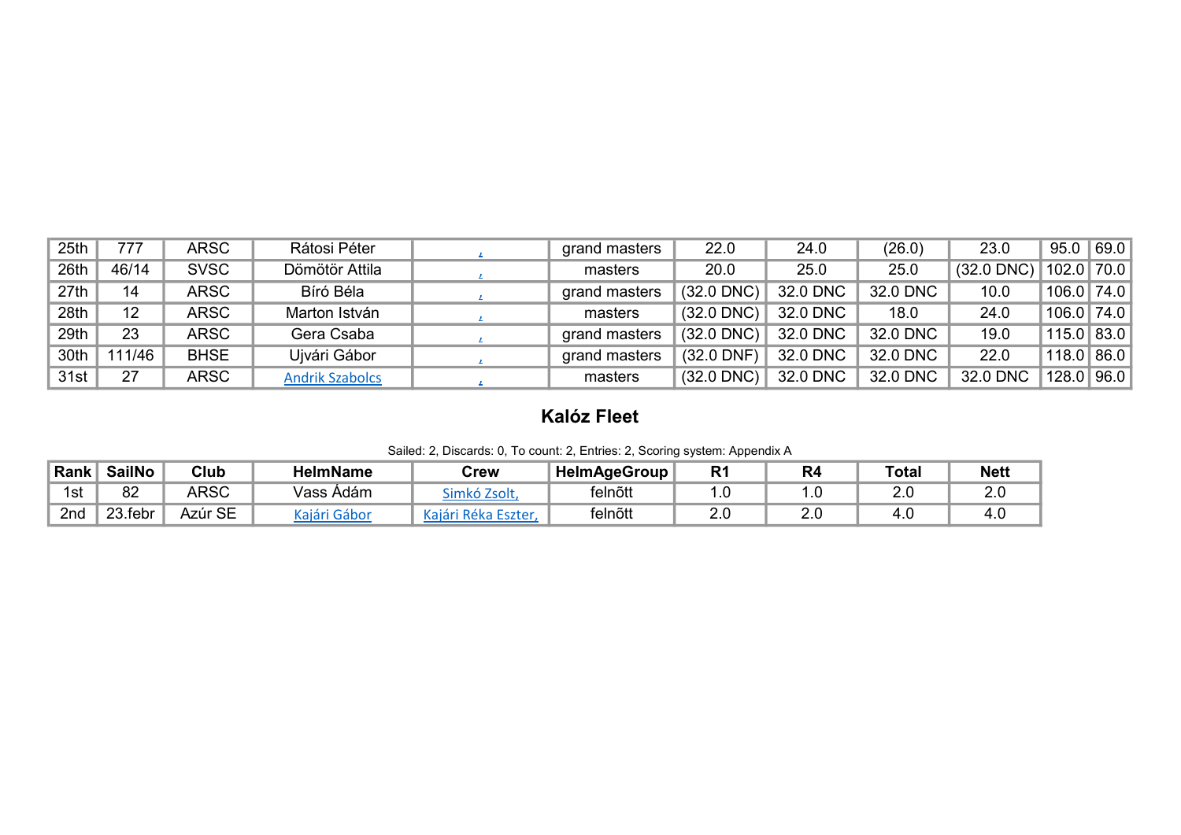| | | | | | | | | | | | |
|---|---|---|---|---|---|---|---|---|---|---|---|
| 25th | 777 | ARSC | Rátosi Péter | , | grand masters | 22.0 | 24.0 | (26.0) | 23.0 | 95.0 | 69.0 |
| 26th | 46/14 | SVSC | Dömötör Attila | , | masters | 20.0 | 25.0 | 25.0 | (32.0 DNC) | 102.0 | 70.0 |
| 27th | 14 | ARSC | Bíró Béla | , | grand masters | (32.0 DNC) | 32.0 DNC | 32.0 DNC | 10.0 | 106.0 | 74.0 |
| 28th | 12 | ARSC | Marton István | , | masters | (32.0 DNC) | 32.0 DNC | 18.0 | 24.0 | 106.0 | 74.0 |
| 29th | 23 | ARSC | Gera Csaba | , | grand masters | (32.0 DNC) | 32.0 DNC | 32.0 DNC | 19.0 | 115.0 | 83.0 |
| 30th | 111/46 | BHSE | Ujvári Gábor | , | grand masters | (32.0 DNF) | 32.0 DNC | 32.0 DNC | 22.0 | 118.0 | 86.0 |
| 31st | 27 | ARSC | Andrik Szabolcs | , | masters | (32.0 DNC) | 32.0 DNC | 32.0 DNC | 32.0 DNC | 128.0 | 96.0 |

## Kalóz Fleet

Sailed: 2, Discards: 0, To count: 2, Entries: 2, Scoring system: Appendix A

| Rank | SailNo | Club | HelmName | Crew | HelmAgeGroup | R1 | R4 | Total | Nett |
|---|---|---|---|---|---|---|---|---|---|
| 1st | 82 | ARSC | Vass Ádám | Simkó Zsolt, | felnõtt | 1.0 | 1.0 | 2.0 | 2.0 |
| 2nd | 23.febr | Azúr SE | Kajári Gábor | Kajári Réka Eszter, | felnõtt | 2.0 | 2.0 | 4.0 | 4.0 |